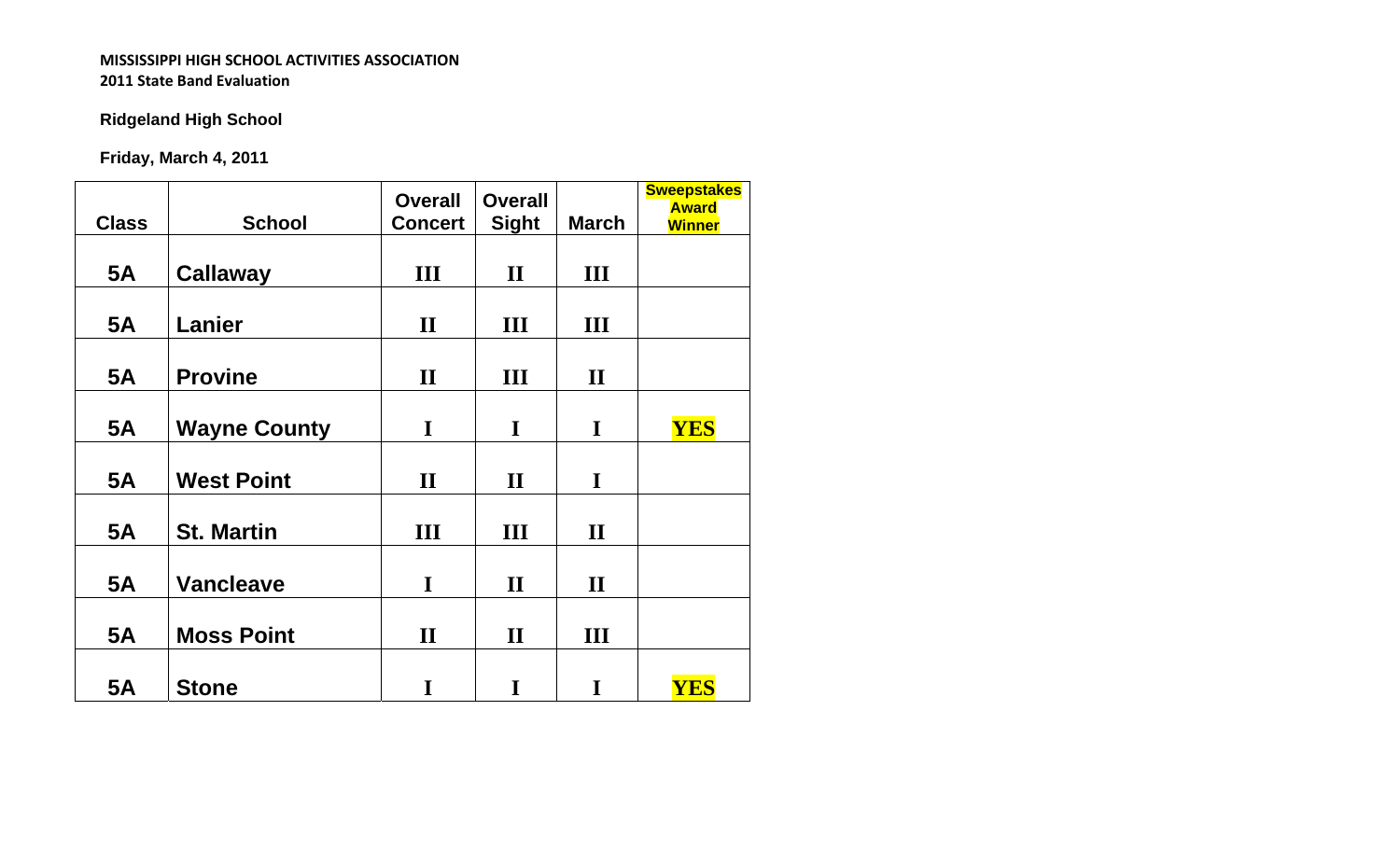**MISSISSIPPI HIGH SCHOOL ACTIVITIES ASSOCIATION**
**2011 State Band Evaluation**

**Ridgeland High School**

**Friday, March 4, 2011**

| Class | School | Overall Concert | Overall Sight | March | Sweepstakes Award Winner |
|---|---|---|---|---|---|
| 5A | Callaway | III | II | III | |
| 5A | Lanier | II | III | III | |
| 5A | Provine | II | III | II | |
| 5A | Wayne County | I | I | I | YES |
| 5A | West Point | II | II | I | |
| 5A | St. Martin | III | III | II | |
| 5A | Vancleave | I | II | II | |
| 5A | Moss Point | II | II | III | |
| 5A | Stone | I | I | I | YES |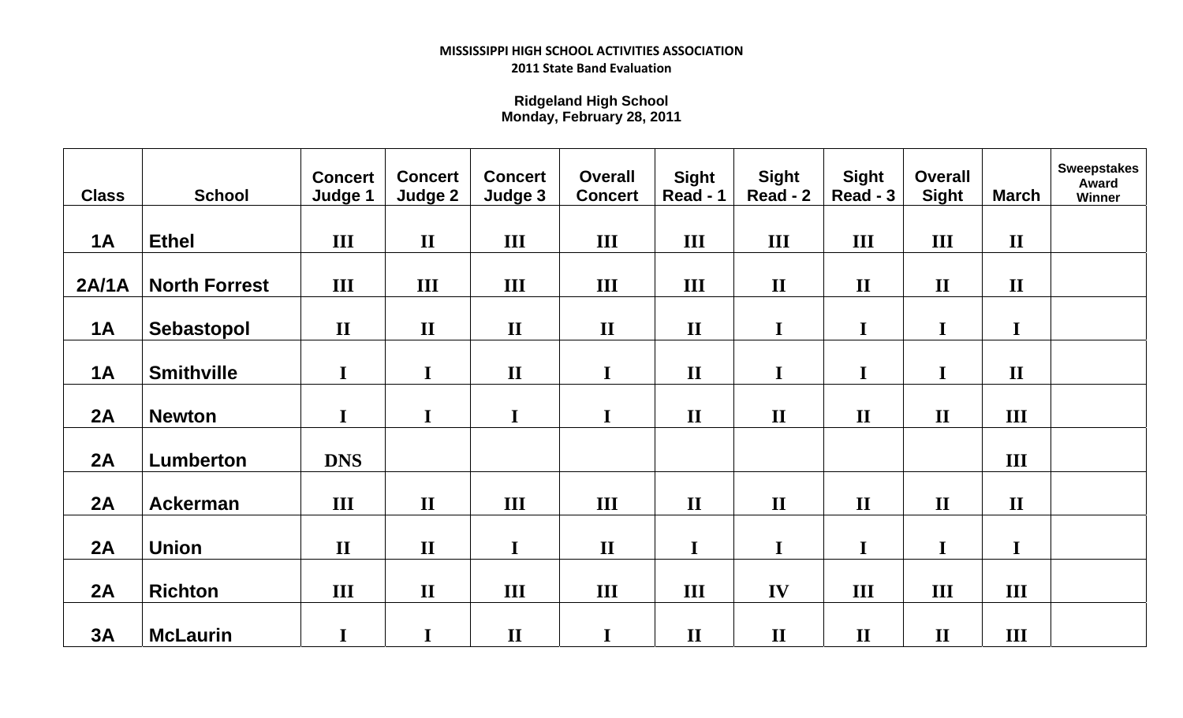**MISSISSIPPI HIGH SCHOOL ACTIVITIES ASSOCIATION**
**2011 State Band Evaluation**

**Ridgeland High School**
**Monday, February 28, 2011**

| Class | School | Concert Judge 1 | Concert Judge 2 | Concert Judge 3 | Overall Concert | Sight Read - 1 | Sight Read - 2 | Sight Read - 3 | Overall Sight | March | Sweepstakes Award Winner |
|---|---|---|---|---|---|---|---|---|---|---|---|
| 1A | Ethel | III | II | III | III | III | III | III | III | II | |
| 2A/1A | North Forrest | III | III | III | III | III | II | II | II | II | |
| 1A | Sebastopol | II | II | II | II | II | I | I | I | I | |
| 1A | Smithville | I | I | II | I | II | I | I | I | II | |
| 2A | Newton | I | I | I | I | II | II | II | II | III | |
| 2A | Lumberton | DNS | | | | | | | | III | |
| 2A | Ackerman | III | II | III | III | II | II | II | II | II | |
| 2A | Union | II | II | I | II | I | I | I | I | I | |
| 2A | Richton | III | II | III | III | III | IV | III | III | III | |
| 3A | McLaurin | I | I | II | I | II | II | II | II | III | |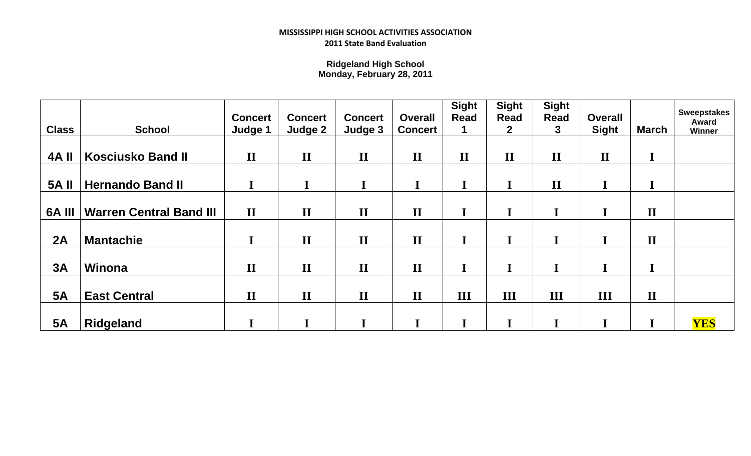**MISSISSIPPI HIGH SCHOOL ACTIVITIES ASSOCIATION**
**2011 State Band Evaluation**

**Ridgeland High School**
**Monday, February 28, 2011**

| Class | School | Concert Judge 1 | Concert Judge 2 | Concert Judge 3 | Overall Concert | Sight Read 1 | Sight Read 2 | Sight Read 3 | Overall Sight | March | Sweepstakes Award Winner |
|---|---|---|---|---|---|---|---|---|---|---|---|
| 4A II | Kosciusko Band II | II | II | II | II | II | II | II | II | I | |
| 5A II | Hernando Band II | I | I | I | I | I | I | II | I | I | |
| 6A III | Warren Central Band III | II | II | II | II | I | I | I | I | II | |
| 2A | Mantachie | I | II | II | II | I | I | I | I | II | |
| 3A | Winona | II | II | II | II | I | I | I | I | I | |
| 5A | East Central | II | II | II | II | III | III | III | III | II | |
| 5A | Ridgeland | I | I | I | I | I | I | I | I | I | YES |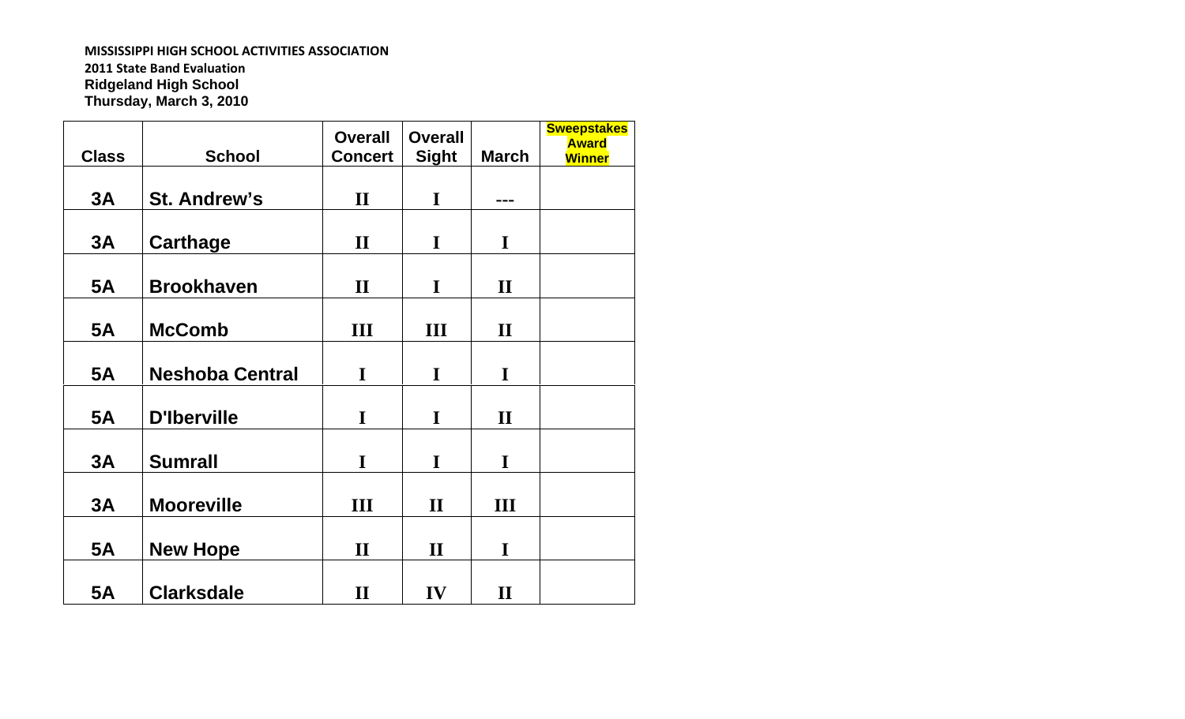**MISSISSIPPI HIGH SCHOOL ACTIVITIES ASSOCIATION**
**2011 State Band Evaluation**
**Ridgeland High School**
**Thursday, March 3, 2010**

| Class | School | Overall Concert | Overall Sight | March | Sweepstakes Award Winner |
|---|---|---|---|---|---|
| 3A | St. Andrew's | II | I | --- | |
| 3A | Carthage | II | I | I | |
| 5A | Brookhaven | II | I | II | |
| 5A | McComb | III | III | II | |
| 5A | Neshoba Central | I | I | I | |
| 5A | D'Iberville | I | I | II | |
| 3A | Sumrall | I | I | I | |
| 3A | Mooreville | III | II | III | |
| 5A | New Hope | II | II | I | |
| 5A | Clarksdale | II | IV | II | |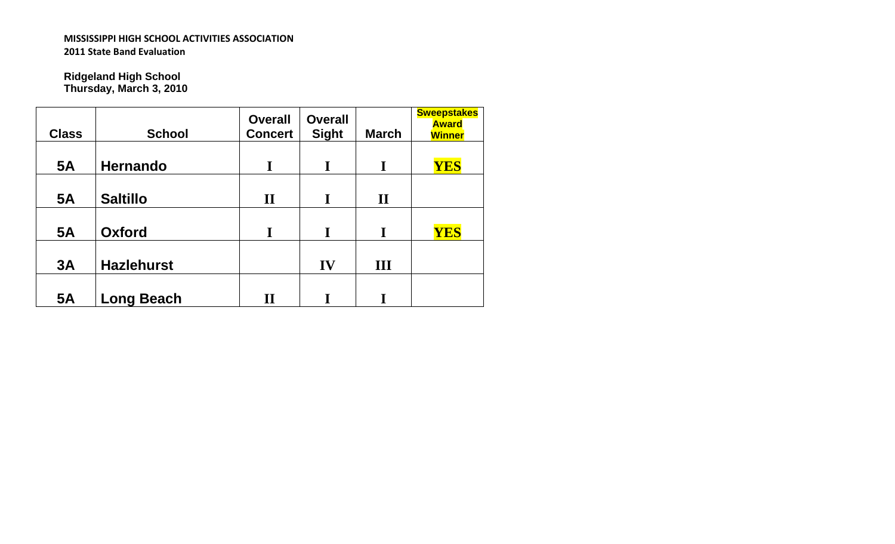**MISSISSIPPI HIGH SCHOOL ACTIVITIES ASSOCIATION**
**2011 State Band Evaluation**

**Ridgeland High School**
**Thursday, March 3, 2010**

| Class | School | Overall Concert | Overall Sight | March | Sweepstakes Award Winner |
|---|---|---|---|---|---|
| 5A | Hernando | I | I | I | YES |
| 5A | Saltillo | II | I | II | |
| 5A | Oxford | I | I | I | YES |
| 3A | Hazlehurst | | IV | III | |
| 5A | Long Beach | II | I | I | |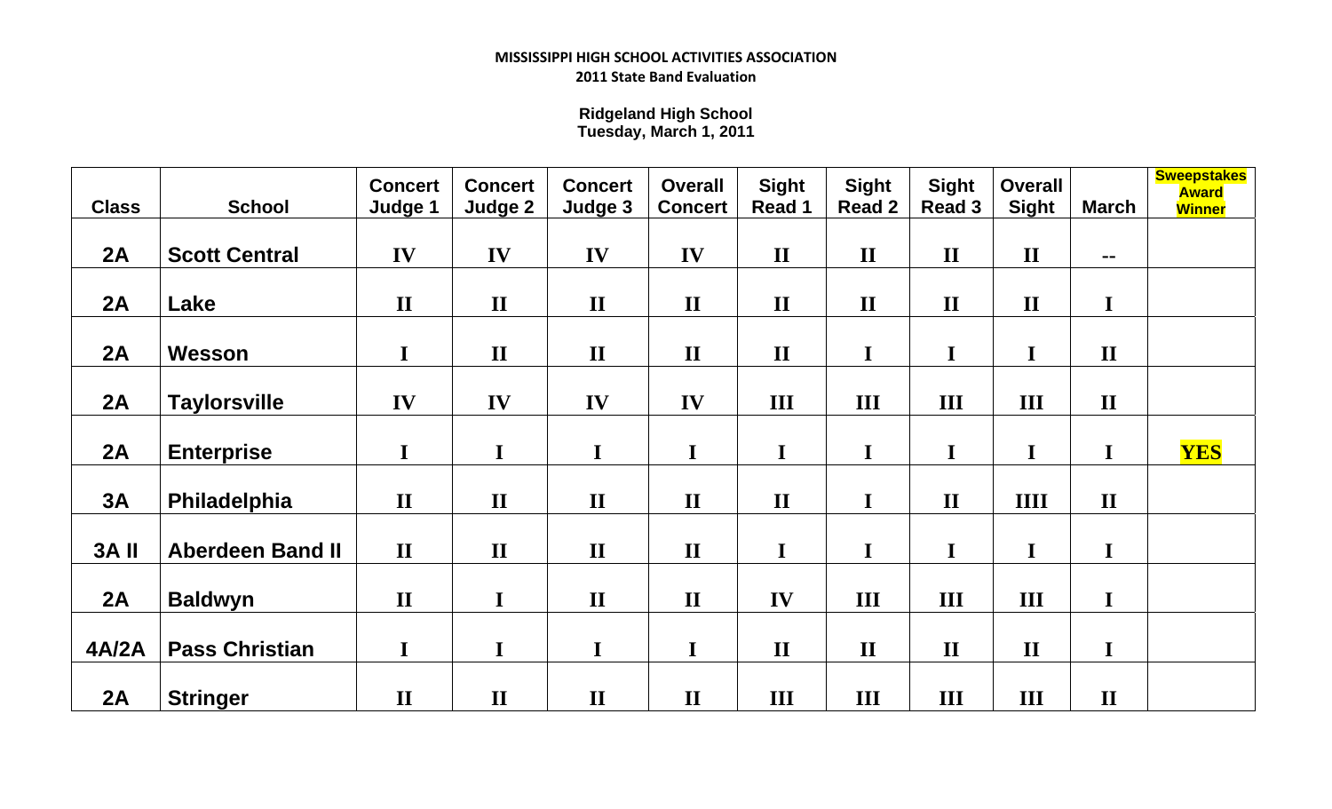**MISSISSIPPI HIGH SCHOOL ACTIVITIES ASSOCIATION**
**2011 State Band Evaluation**

**Ridgeland High School**
**Tuesday, March 1, 2011**

| Class | School | Concert Judge 1 | Concert Judge 2 | Concert Judge 3 | Overall Concert | Sight Read 1 | Sight Read 2 | Sight Read 3 | Overall Sight | March | Sweepstakes Award Winner |
|---|---|---|---|---|---|---|---|---|---|---|---|
| 2A | Scott Central | IV | IV | IV | IV | II | II | II | II | -- | |
| 2A | Lake | II | II | II | II | II | II | II | II | I | |
| 2A | Wesson | I | II | II | II | II | I | I | I | II | |
| 2A | Taylorsville | IV | IV | IV | IV | III | III | III | III | II | |
| 2A | Enterprise | I | I | I | I | I | I | I | I | I | YES |
| 3A | Philadelphia | II | II | II | II | II | I | II | IIII | II | |
| 3A II | Aberdeen Band II | II | II | II | II | I | I | I | I | I | |
| 2A | Baldwyn | II | I | II | II | IV | III | III | III | I | |
| 4A/2A | Pass Christian | I | I | I | I | II | II | II | II | I | |
| 2A | Stringer | II | II | II | II | III | III | III | III | II | |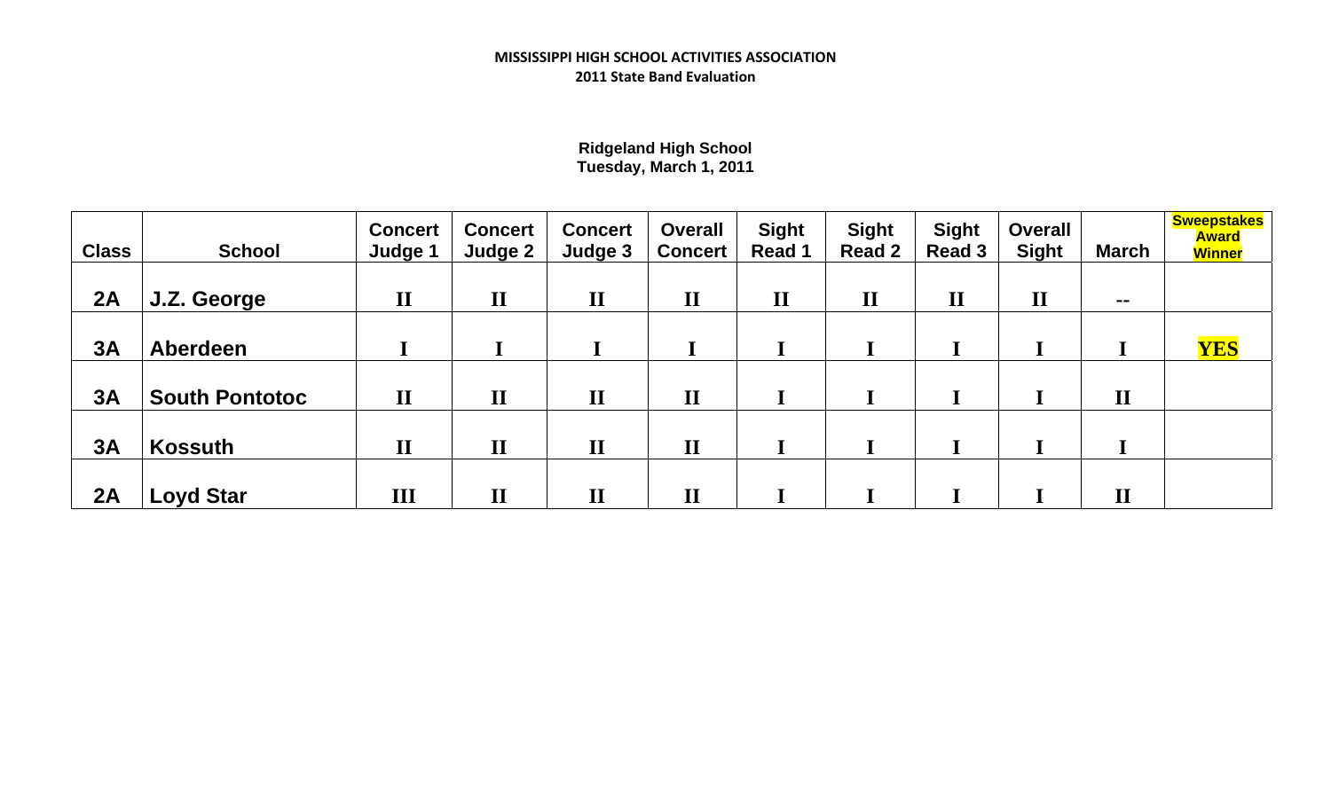**MISSISSIPPI HIGH SCHOOL ACTIVITIES ASSOCIATION**
**2011 State Band Evaluation**

**Ridgeland High School**
**Tuesday, March 1, 2011**

| Class | School | Concert Judge 1 | Concert Judge 2 | Concert Judge 3 | Overall Concert | Sight Read 1 | Sight Read 2 | Sight Read 3 | Overall Sight | March | Sweepstakes Award Winner |
|---|---|---|---|---|---|---|---|---|---|---|---|
| 2A | J.Z. George | II | II | II | II | II | II | II | II | -- | |
| 3A | Aberdeen | I | I | I | I | I | I | I | I | I | YES |
| 3A | South Pontotoc | II | II | II | II | I | I | I | I | II | |
| 3A | Kossuth | II | II | II | II | I | I | I | I | I | |
| 2A | Loyd Star | III | II | II | II | I | I | I | I | II | |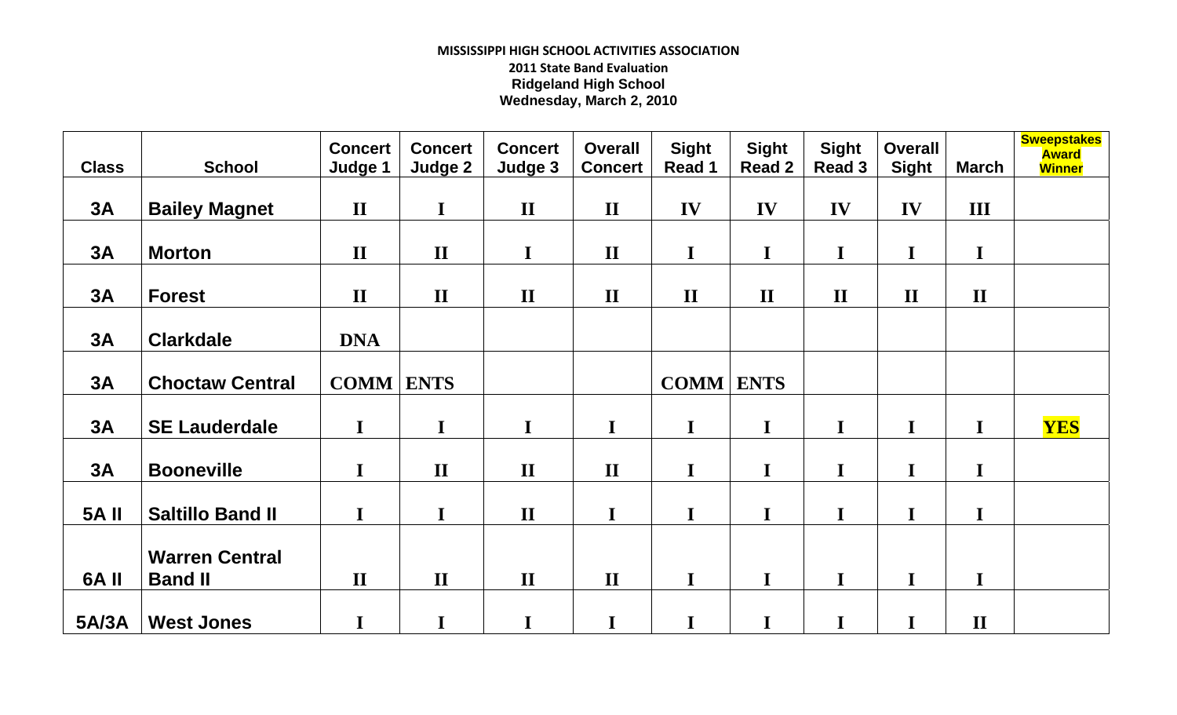**MISSISSIPPI HIGH SCHOOL ACTIVITIES ASSOCIATION**
**2011 State Band Evaluation**
**Ridgeland High School**
**Wednesday, March 2, 2010**

| Class | School | Concert Judge 1 | Concert Judge 2 | Concert Judge 3 | Overall Concert | Sight Read 1 | Sight Read 2 | Sight Read 3 | Overall Sight | March | Sweepstakes Award Winner |
|---|---|---|---|---|---|---|---|---|---|---|---|
| 3A | Bailey Magnet | II | I | II | II | IV | IV | IV | IV | III | |
| 3A | Morton | II | II | I | II | I | I | I | I | I | |
| 3A | Forest | II | II | II | II | II | II | II | II | II | |
| 3A | Clarkdale | DNA | | | | | | | | | |
| 3A | Choctaw Central | COMM | ENTS | | | COMM | ENTS | | | | |
| 3A | SE Lauderdale | I | I | I | I | I | I | I | I | I | YES |
| 3A | Booneville | I | II | II | II | I | I | I | I | I | |
| 5A II | Saltillo Band II | I | I | II | I | I | I | I | I | I | |
| 6A II | Warren Central Band II | II | II | II | II | I | I | I | I | I | |
| 5A/3A | West Jones | I | I | I | I | I | I | I | I | II | |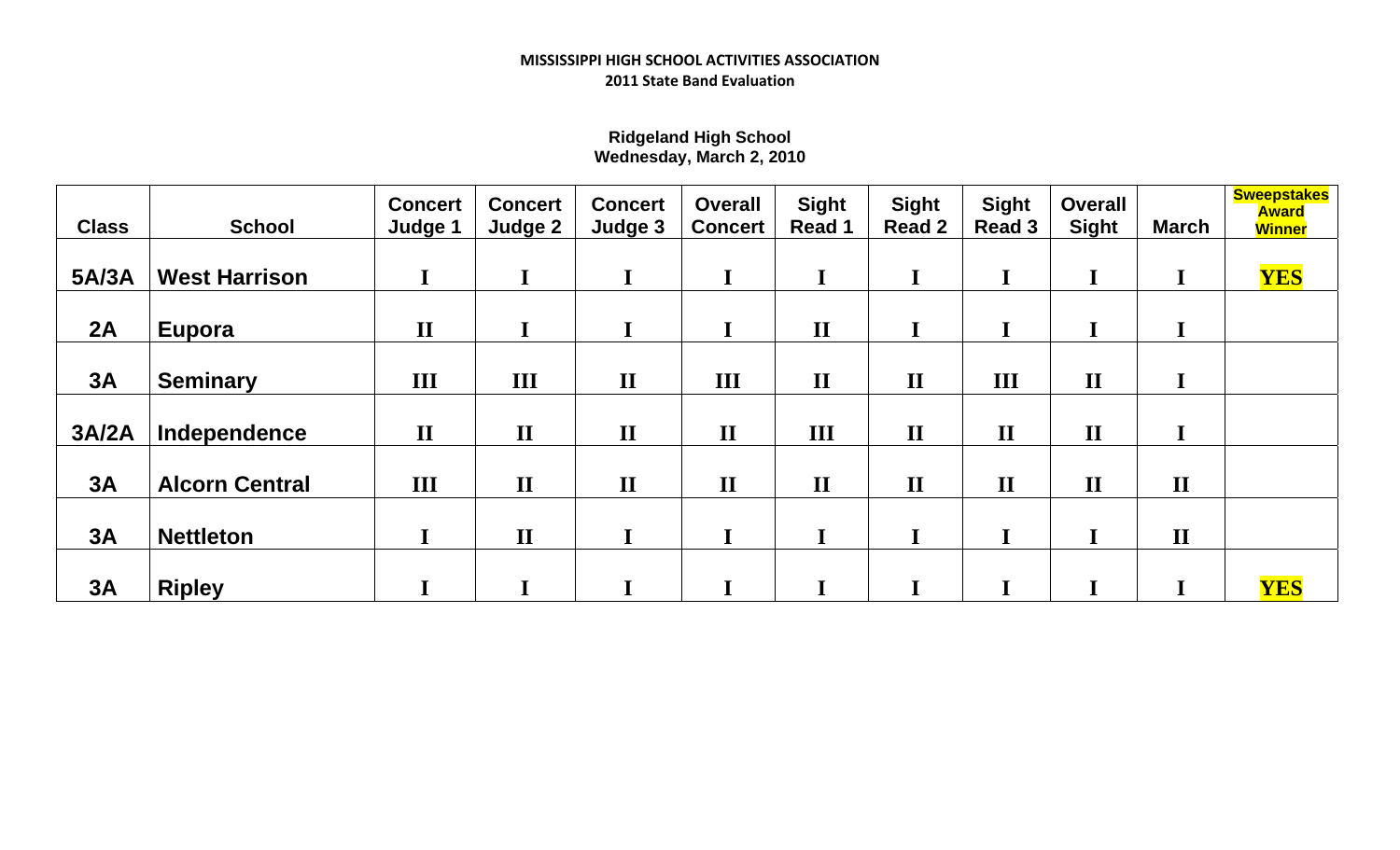**MISSISSIPPI HIGH SCHOOL ACTIVITIES ASSOCIATION**
**2011 State Band Evaluation**

**Ridgeland High School**
**Wednesday, March 2, 2010**

| Class | School | Concert Judge 1 | Concert Judge 2 | Concert Judge 3 | Overall Concert | Sight Read 1 | Sight Read 2 | Sight Read 3 | Overall Sight | March | Sweepstakes Award Winner |
|---|---|---|---|---|---|---|---|---|---|---|---|
| 5A/3A | West Harrison | I | I | I | I | I | I | I | I | I | YES |
| 2A | Eupora | II | I | I | I | II | I | I | I | I | |
| 3A | Seminary | III | III | II | III | II | II | III | II | I | |
| 3A/2A | Independence | II | II | II | II | III | II | II | II | I | |
| 3A | Alcorn Central | III | II | II | II | II | II | II | II | II | |
| 3A | Nettleton | I | II | I | I | I | I | I | I | II | |
| 3A | Ripley | I | I | I | I | I | I | I | I | I | YES |